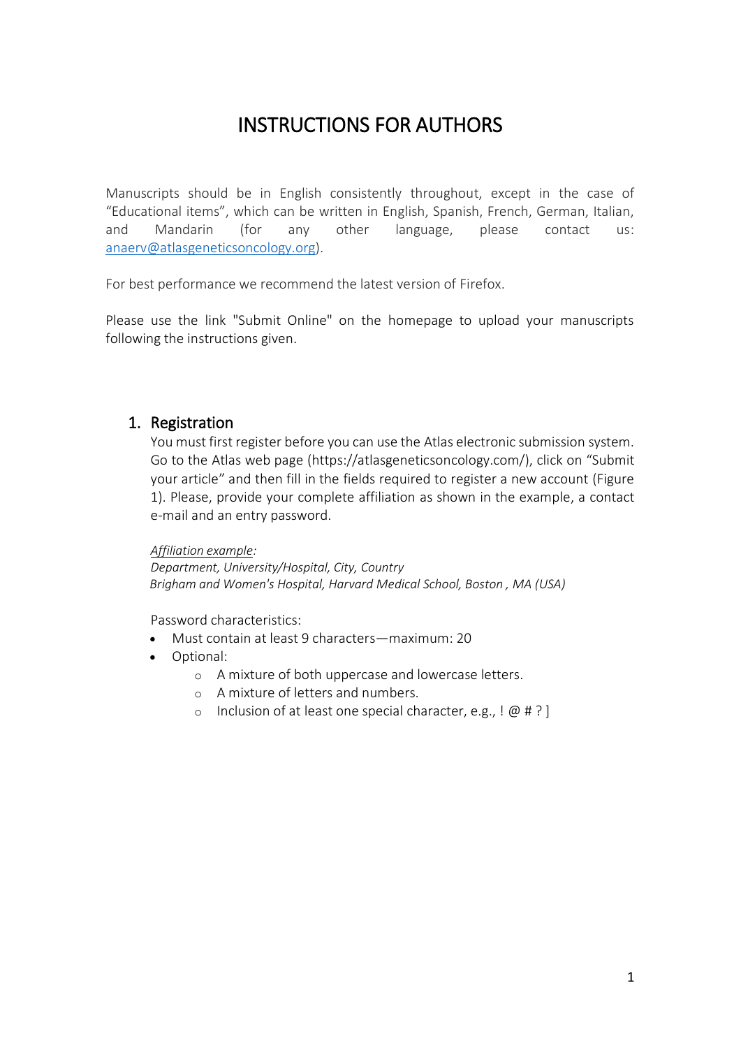# INSTRUCTIONS FOR AUTHORS

Manuscripts should be in English consistently throughout, except in the case of "Educational items", which can be written in English, Spanish, French, German, Italian, and Mandarin (for any other language, please contact us: anaerv@atlasgeneticsoncology.org).

For best performance we recommend the latest version of Firefox.

Please use the link "Submit Online" on the homepage to upload your manuscripts following the instructions given.

## 1. Registration

You must first register before you can use the Atlas electronic submission system. Go to the Atlas web page (https://atlasgeneticsoncology.com/), click on "Submit your article" and then fill in the fields required to register a new account (Figure 1). Please, provide your complete affiliation as shown in the example, a contact e-mail and an entry password.

*Affiliation example:*
*Department, University/Hospital, City, Country*
*Brigham and Women's Hospital, Harvard Medical School, Boston , MA (USA)*

Password characteristics:

- Must contain at least 9 characters—maximum: 20
- Optional:
  - A mixture of both uppercase and lowercase letters.
  - A mixture of letters and numbers.
  - Inclusion of at least one special character, e.g., ! @ # ? ]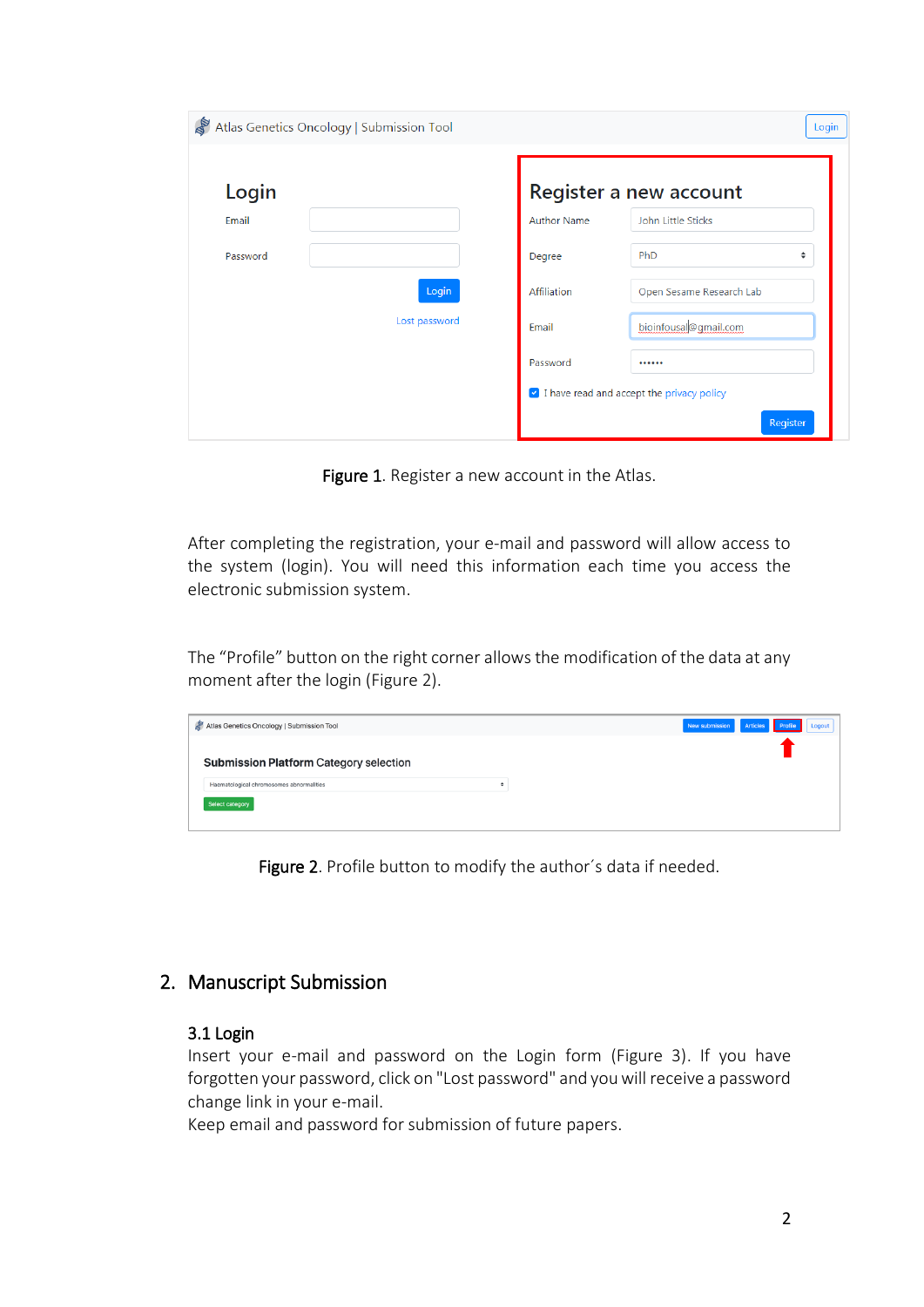Figure 1. Register a new account in the Atlas.

After completing the registration, your e-mail and password will allow access to the system (login). You will need this information each time you access the electronic submission system.

The "Profile" button on the right corner allows the modification of the data at any moment after the login (Figure 2).

Figure 2. Profile button to modify the author´s data if needed.

## 2. Manuscript Submission

### 3.1 Login

Insert your e-mail and password on the Login form (Figure 3). If you have forgotten your password, click on "Lost password" and you will receive a password change link in your e-mail.

Keep email and password for submission of future papers.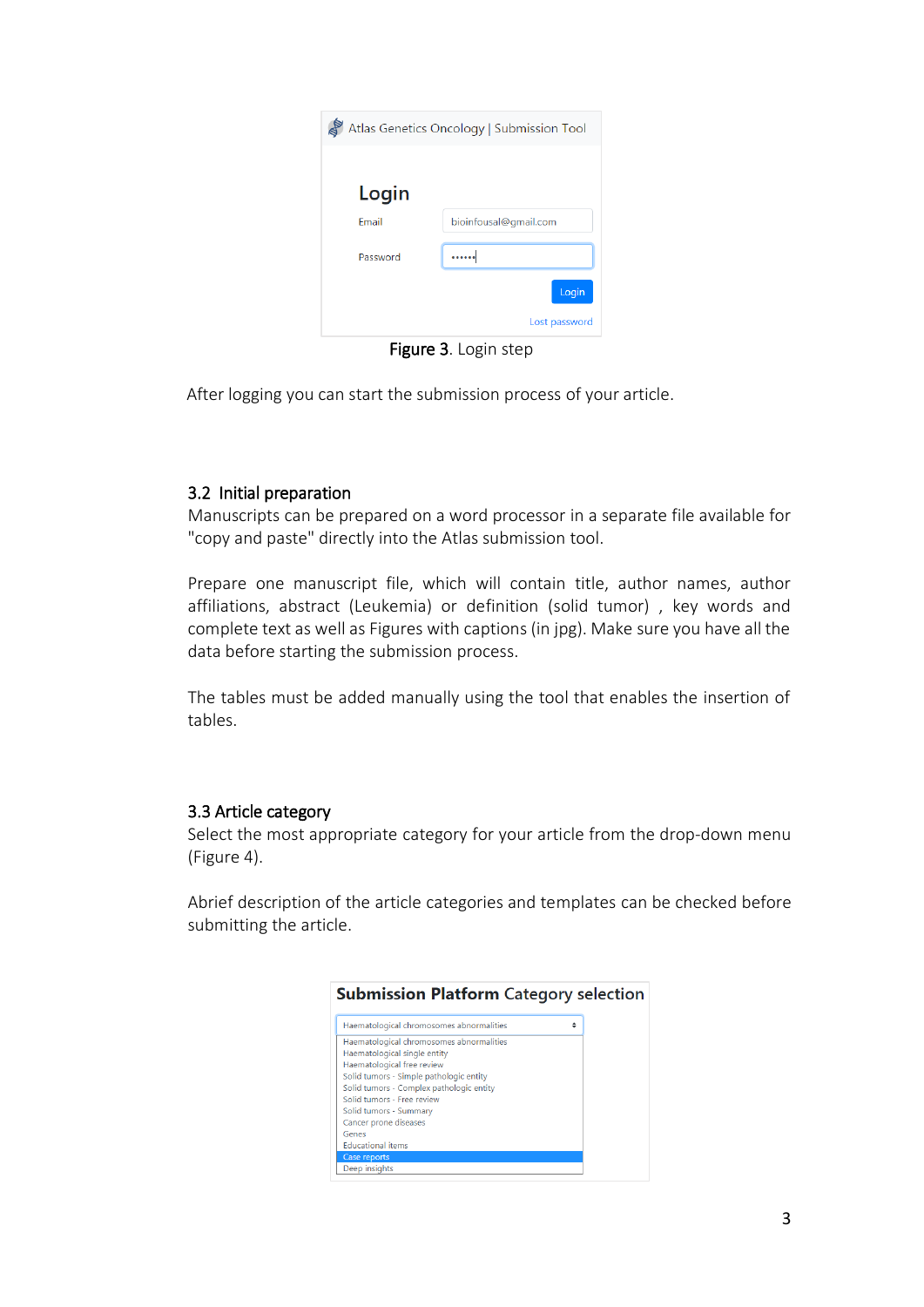Figure 3. Login step

After logging you can start the submission process of your article.

### 3.2 Initial preparation

Manuscripts can be prepared on a word processor in a separate file available for "copy and paste" directly into the Atlas submission tool.

Prepare one manuscript file, which will contain title, author names, author affiliations, abstract (Leukemia) or definition (solid tumor) , key words and complete text as well as Figures with captions (in jpg). Make sure you have all the data before starting the submission process.

The tables must be added manually using the tool that enables the insertion of tables.

### 3.3 Article category

Select the most appropriate category for your article from the drop-down menu (Figure 4).

Abrief description of the article categories and templates can be checked before submitting the article.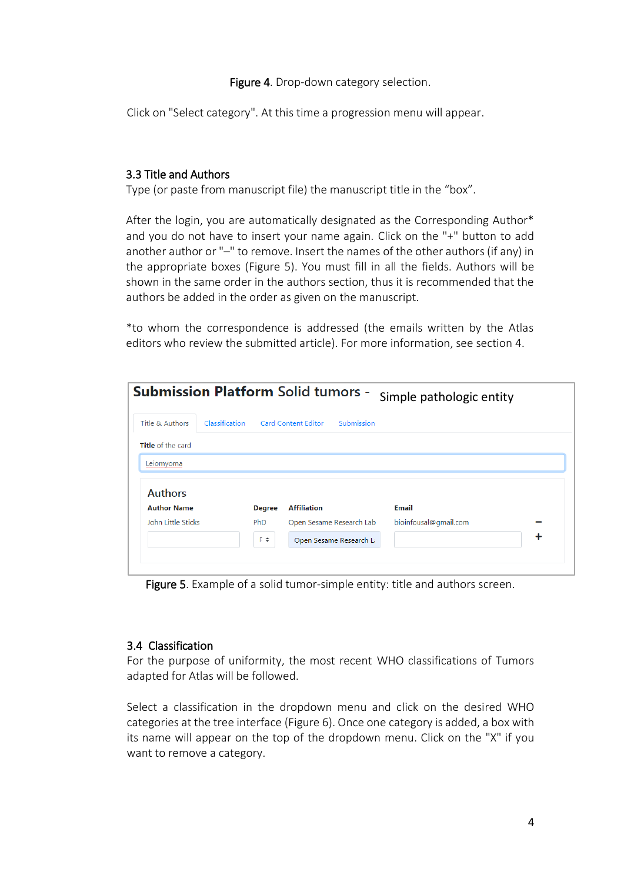**Figure 4**. Drop-down category selection.

Click on "Select category". At this time a progression menu will appear.

### 3.3 Title and Authors

Type (or paste from manuscript file) the manuscript title in the “box”.

After the login, you are automatically designated as the Corresponding Author* and you do not have to insert your name again. Click on the "+" button to add another author or "–" to remove. Insert the names of the other authors (if any) in the appropriate boxes (Figure 5). You must fill in all the fields. Authors will be shown in the same order in the authors section, thus it is recommended that the authors be added in the order as given on the manuscript.

*to whom the correspondence is addressed (the emails written by the Atlas editors who review the submitted article). For more information, see section 4.

**Submission Platform Solid tumors** - Simple pathologic entity

Title & Authors | Classification | Card Content Editor | Submission

**Title** of the card

Leiomyoma

Authors

| Author Name | Degree | Affiliation | Email |
| --- | --- | --- | --- |
| John Little Sticks | PhD | Open Sesame Research Lab | bioinfousal@gmail.com |

**Figure 5**. Example of a solid tumor-simple entity: title and authors screen.

### 3.4 Classification

For the purpose of uniformity, the most recent WHO classifications of Tumors adapted for Atlas will be followed.

Select a classification in the dropdown menu and click on the desired WHO categories at the tree interface (Figure 6). Once one category is added, a box with its name will appear on the top of the dropdown menu. Click on the "X" if you want to remove a category.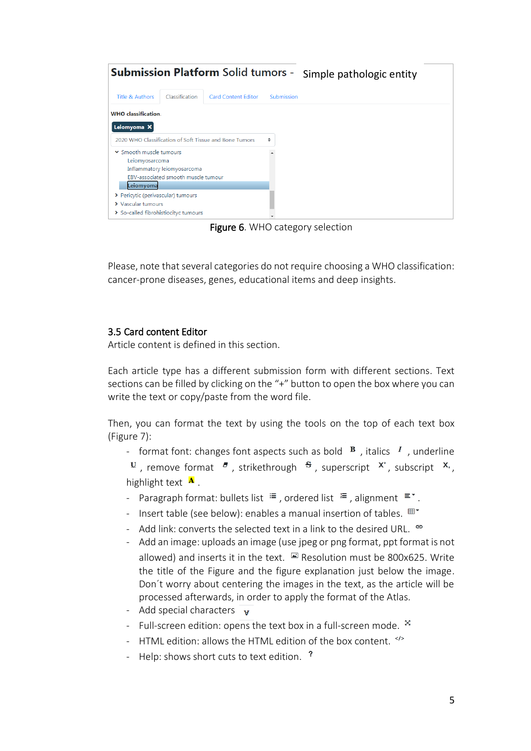Figure 6. WHO category selection

Please, note that several categories do not require choosing a WHO classification: cancer-prone diseases, genes, educational items and deep insights.

### 3.5 Card content Editor

Article content is defined in this section.

Each article type has a different submission form with different sections. Text sections can be filled by clicking on the "+" button to open the box where you can write the text or copy/paste from the word file.

Then, you can format the text by using the tools on the top of each text box (Figure 7):

- format font: changes font aspects such as bold, italics, underline, remove format, strikethrough, superscript, subscript, highlight text.
- Paragraph format: bullets list, ordered list, alignment.
- Insert table (see below): enables a manual insertion of tables.
- Add link: converts the selected text in a link to the desired URL.
- Add an image: uploads an image (use jpeg or png format, ppt format is not allowed) and inserts it in the text. Resolution must be 800x625. Write the title of the Figure and the figure explanation just below the image. Don´t worry about centering the images in the text, as the article will be processed afterwards, in order to apply the format of the Atlas.
- Add special characters
- Full-screen edition: opens the text box in a full-screen mode.
- HTML edition: allows the HTML edition of the box content.
- Help: shows short cuts to text edition.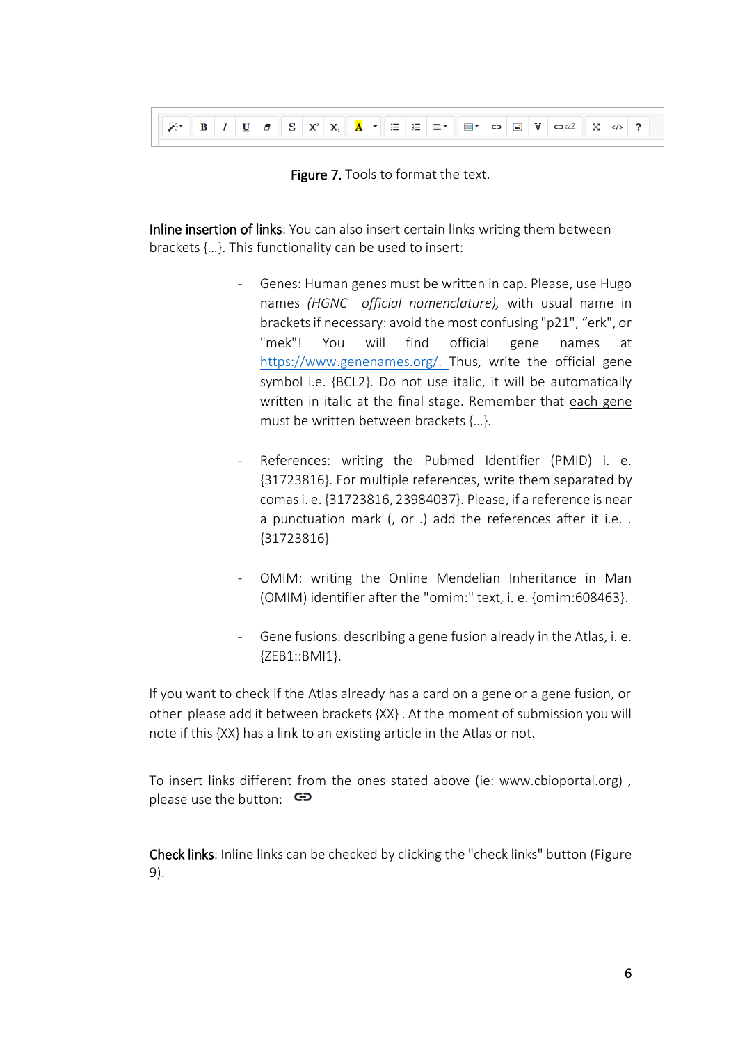**Figure 7.** Tools to format the text.

**Inline insertion of links**: You can also insert certain links writing them between brackets {…}. This functionality can be used to insert:

- Genes: Human genes must be written in cap. Please, use Hugo names *(HGNC official nomenclature),* with usual name in brackets if necessary: avoid the most confusing "p21", "erk", or "mek"! You will find official gene names at https://www.genenames.org/. Thus, write the official gene symbol i.e. {BCL2}. Do not use italic, it will be automatically written in italic at the final stage. Remember that each gene must be written between brackets {…}.

- References: writing the Pubmed Identifier (PMID) i. e. {31723816}. For multiple references, write them separated by comas i. e. {31723816, 23984037}. Please, if a reference is near a punctuation mark (, or .) add the references after it i.e. . {31723816}

- OMIM: writing the Online Mendelian Inheritance in Man (OMIM) identifier after the "omim:" text, i. e. {omim:608463}.

- Gene fusions: describing a gene fusion already in the Atlas, i. e. {ZEB1::BMI1}.

If you want to check if the Atlas already has a card on a gene or a gene fusion, or other please add it between brackets {XX} . At the moment of submission you will note if this {XX} has a link to an existing article in the Atlas or not.

To insert links different from the ones stated above (ie: www.cbioportal.org) , please use the button: 🔗

**Check links**: Inline links can be checked by clicking the "check links" button (Figure 9).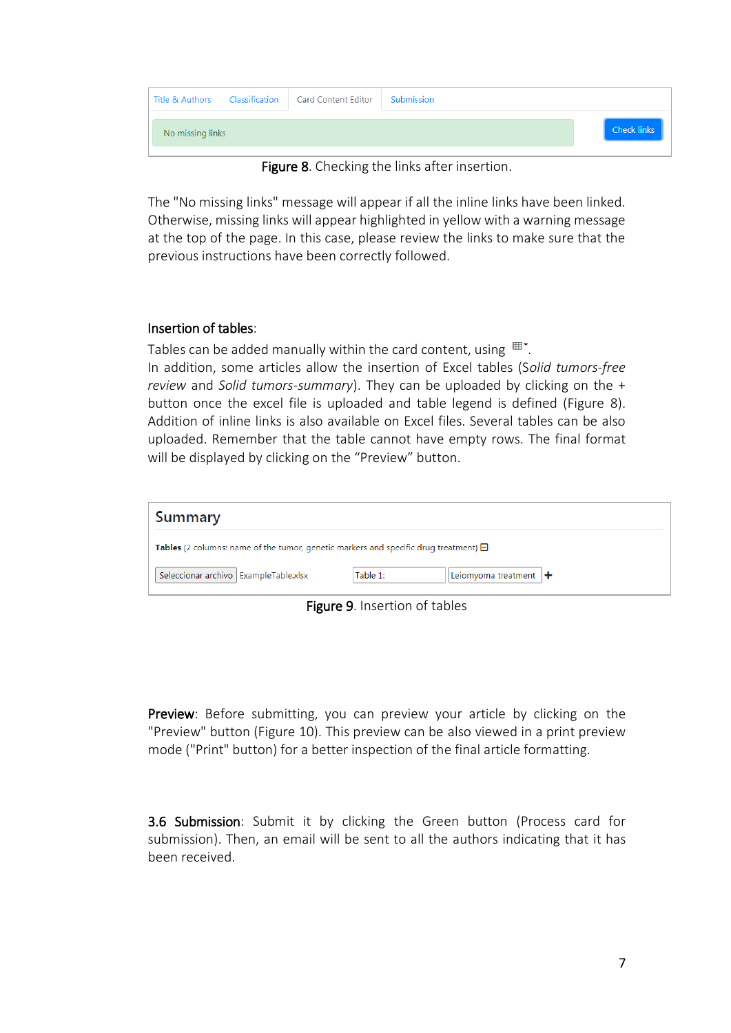Title & Authors | Classification | Card Content Editor | Submission

No missing links | Check links

**Figure 8**. Checking the links after insertion.

The "No missing links" message will appear if all the inline links have been linked. Otherwise, missing links will appear highlighted in yellow with a warning message at the top of the page. In this case, please review the links to make sure that the previous instructions have been correctly followed.

**Insertion of tables**:

Tables can be added manually within the card content, using ▦˅.

In addition, some articles allow the insertion of Excel tables (*Solid tumors-free review* and *Solid tumors-summary*). They can be uploaded by clicking on the + button once the excel file is uploaded and table legend is defined (Figure 8). Addition of inline links is also available on Excel files. Several tables can be also uploaded. Remember that the table cannot have empty rows. The final format will be displayed by clicking on the "Preview" button.

Summary

**Tables** (2 columns: name of the tumor, genetic markers and specific drug treatment) ⊟

Seleccionar archivo ExampleTable.xlsx | Table 1: | Leiomyoma treatment | +

**Figure 9**. Insertion of tables

**Preview**: Before submitting, you can preview your article by clicking on the "Preview" button (Figure 10). This preview can be also viewed in a print preview mode ("Print" button) for a better inspection of the final article formatting.

**3.6 Submission**: Submit it by clicking the Green button (Process card for submission). Then, an email will be sent to all the authors indicating that it has been received.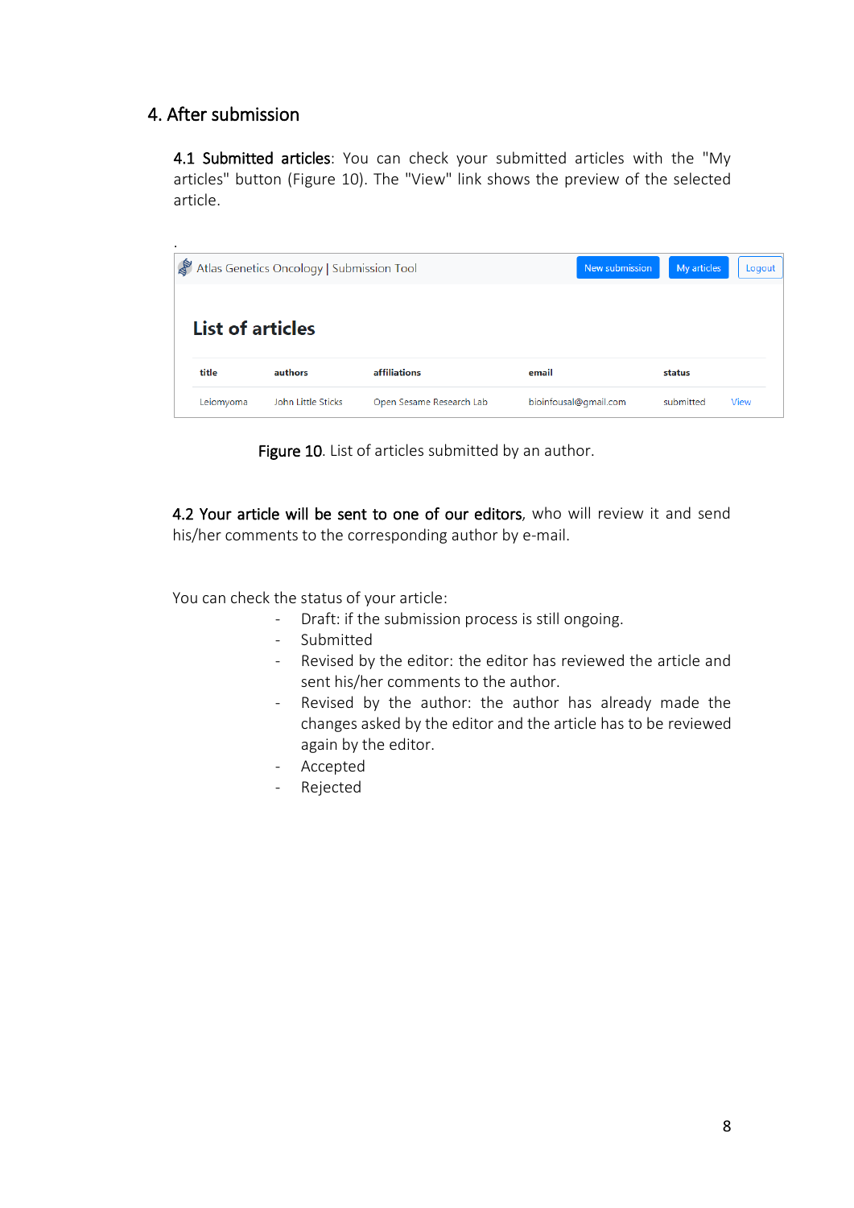## 4. After submission

**4.1 Submitted articles**: You can check your submitted articles with the "My articles" button (Figure 10). The "View" link shows the preview of the selected article.

Atlas Genetics Oncology | Submission Tool    New submission    My articles    Logout

### List of articles

| title | authors | affiliations | email | status | |
|---|---|---|---|---|---|
| Leiomyoma | John Little Sticks | Open Sesame Research Lab | bioinfousal@gmail.com | submitted | View |

**Figure 10**. List of articles submitted by an author.

**4.2 Your article will be sent to one of our editors**, who will review it and send his/her comments to the corresponding author by e-mail.

You can check the status of your article:

- Draft: if the submission process is still ongoing.
- Submitted
- Revised by the editor: the editor has reviewed the article and sent his/her comments to the author.
- Revised by the author: the author has already made the changes asked by the editor and the article has to be reviewed again by the editor.
- Accepted
- Rejected